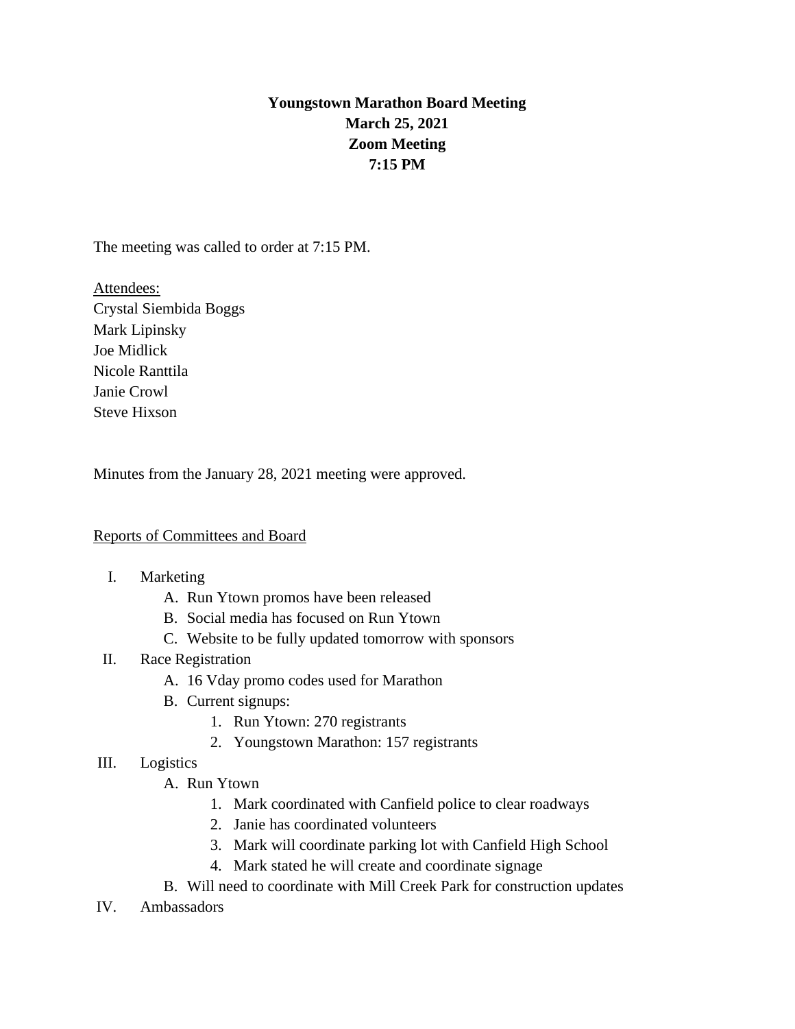**Youngstown Marathon Board Meeting**
**March 25, 2021**
**Zoom Meeting**
**7:15 PM**

The meeting was called to order at 7:15 PM.

<u>Attendees:</u>
Crystal Siembida Boggs
Mark Lipinsky
Joe Midlick
Nicole Ranttila
Janie Crowl
Steve Hixson

Minutes from the January 28, 2021 meeting were approved.

<u>Reports of Committees and Board</u>

I. Marketing
   A. Run Ytown promos have been released
   B. Social media has focused on Run Ytown
   C. Website to be fully updated tomorrow with sponsors

II. Race Registration
   A. 16 Vday promo codes used for Marathon
   B. Current signups:
      1. Run Ytown: 270 registrants
      2. Youngstown Marathon: 157 registrants

III. Logistics
   A. Run Ytown
      1. Mark coordinated with Canfield police to clear roadways
      2. Janie has coordinated volunteers
      3. Mark will coordinate parking lot with Canfield High School
      4. Mark stated he will create and coordinate signage
   B. Will need to coordinate with Mill Creek Park for construction updates

IV. Ambassadors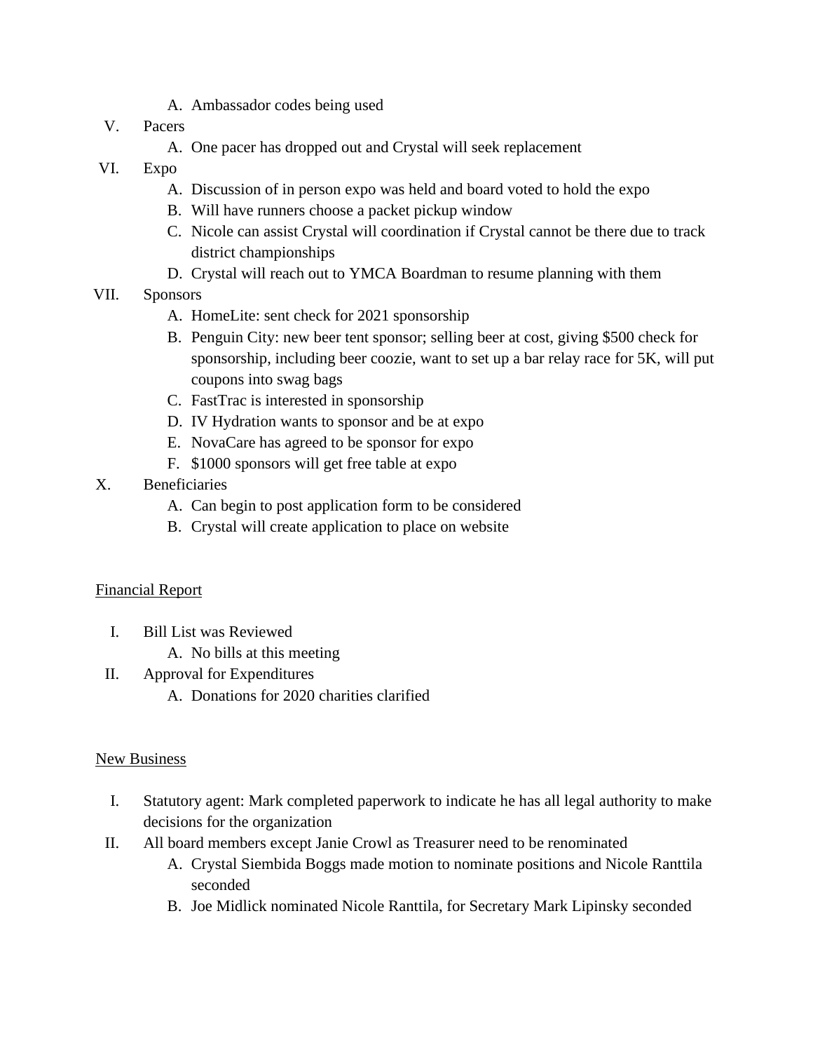A. Ambassador codes being used

V. Pacers
   A. One pacer has dropped out and Crystal will seek replacement

VI. Expo
   A. Discussion of in person expo was held and board voted to hold the expo
   B. Will have runners choose a packet pickup window
   C. Nicole can assist Crystal will coordination if Crystal cannot be there due to track district championships
   D. Crystal will reach out to YMCA Boardman to resume planning with them

VII. Sponsors
   A. HomeLite: sent check for 2021 sponsorship
   B. Penguin City: new beer tent sponsor; selling beer at cost, giving $500 check for sponsorship, including beer coozie, want to set up a bar relay race for 5K, will put coupons into swag bags
   C. FastTrac is interested in sponsorship
   D. IV Hydration wants to sponsor and be at expo
   E. NovaCare has agreed to be sponsor for expo
   F. $1000 sponsors will get free table at expo

X. Beneficiaries
   A. Can begin to post application form to be considered
   B. Crystal will create application to place on website

<u>Financial Report</u>

I. Bill List was Reviewed
   A. No bills at this meeting

II. Approval for Expenditures
   A. Donations for 2020 charities clarified

<u>New Business</u>

I. Statutory agent: Mark completed paperwork to indicate he has all legal authority to make decisions for the organization

II. All board members except Janie Crowl as Treasurer need to be renominated
   A. Crystal Siembida Boggs made motion to nominate positions and Nicole Ranttila seconded
   B. Joe Midlick nominated Nicole Ranttila, for Secretary Mark Lipinsky seconded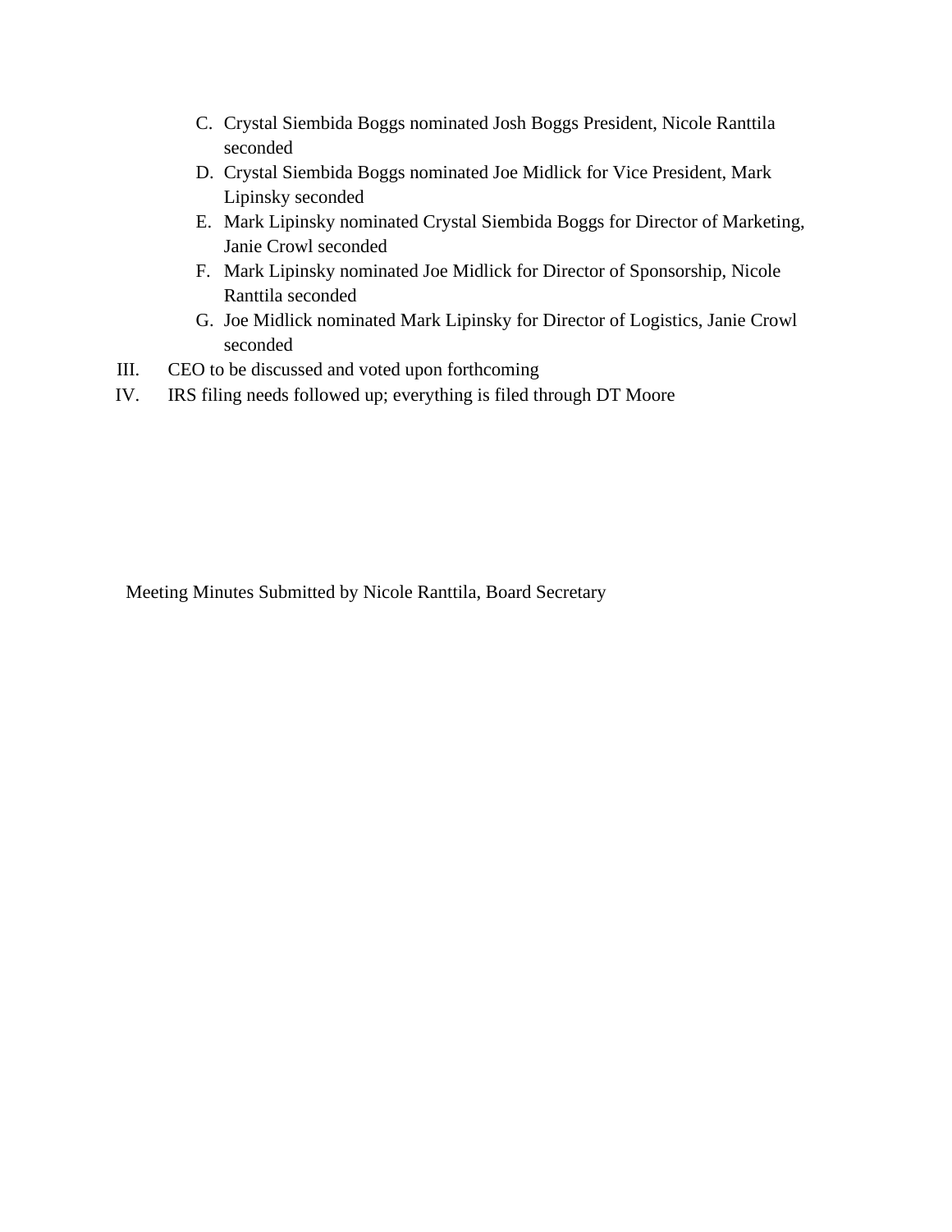C. Crystal Siembida Boggs nominated Josh Boggs President, Nicole Ranttila seconded
D. Crystal Siembida Boggs nominated Joe Midlick for Vice President, Mark Lipinsky seconded
E. Mark Lipinsky nominated Crystal Siembida Boggs for Director of Marketing, Janie Crowl seconded
F. Mark Lipinsky nominated Joe Midlick for Director of Sponsorship, Nicole Ranttila seconded
G. Joe Midlick nominated Mark Lipinsky for Director of Logistics, Janie Crowl seconded

III. CEO to be discussed and voted upon forthcoming

IV. IRS filing needs followed up; everything is filed through DT Moore

Meeting Minutes Submitted by Nicole Ranttila, Board Secretary